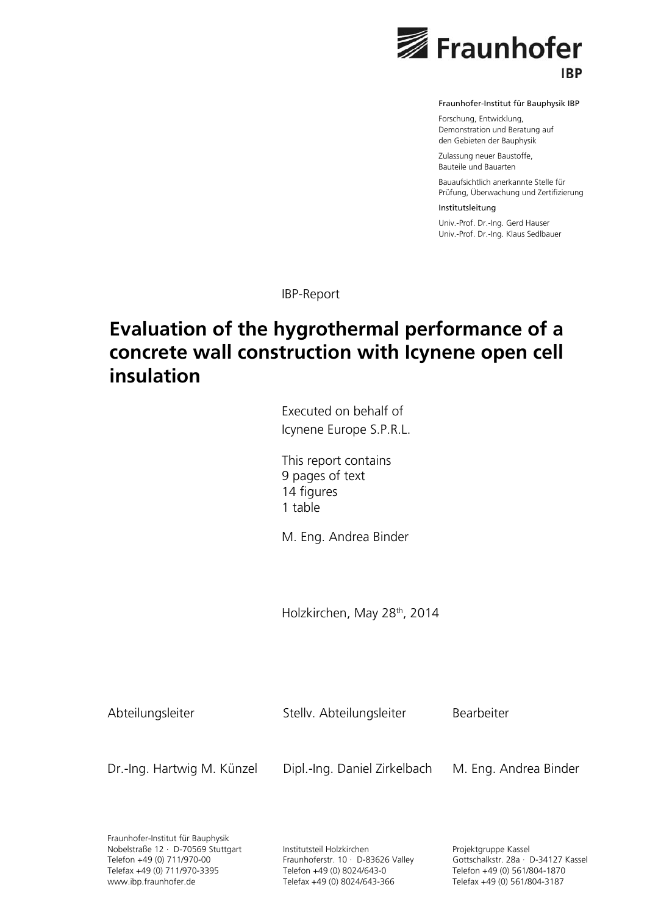Fraunhofer IBP

Fraunhofer-Institut für Bauphysik IBP

Forschung, Entwicklung,
Demonstration und Beratung auf
den Gebieten der Bauphysik

Zulassung neuer Baustoffe,
Bauteile und Bauarten

Bauaufsichtlich anerkannte Stelle für
Prüfung, Überwachung und Zertifizierung

Institutsleitung

Univ.-Prof. Dr.-Ing. Gerd Hauser
Univ.-Prof. Dr.-Ing. Klaus Sedlbauer

IBP-Report

# Evaluation of the hygrothermal performance of a concrete wall construction with Icynene open cell insulation

Executed on behalf of
Icynene Europe S.P.R.L.

This report contains
9 pages of text
14 figures
1 table

M. Eng. Andrea Binder

Holzkirchen, May 28th, 2014

| Abteilungsleiter | Stellv. Abteilungsleiter | Bearbeiter |
|---|---|---|
| Dr.-Ing. Hartwig M. Künzel | Dipl.-Ing. Daniel Zirkelbach | M. Eng. Andrea Binder |

Fraunhofer-Institut für Bauphysik
Nobelstraße 12 · D-70569 Stuttgart
Telefon +49 (0) 711/970-00
Telefax +49 (0) 711/970-3395
www.ibp.fraunhofer.de

Institutsteil Holzkirchen
Fraunhoferstr. 10 · D-83626 Valley
Telefon +49 (0) 8024/643-0
Telefax +49 (0) 8024/643-366

Projektgruppe Kassel
Gottschalkstr. 28a · D-34127 Kassel
Telefon +49 (0) 561/804-1870
Telefax +49 (0) 561/804-3187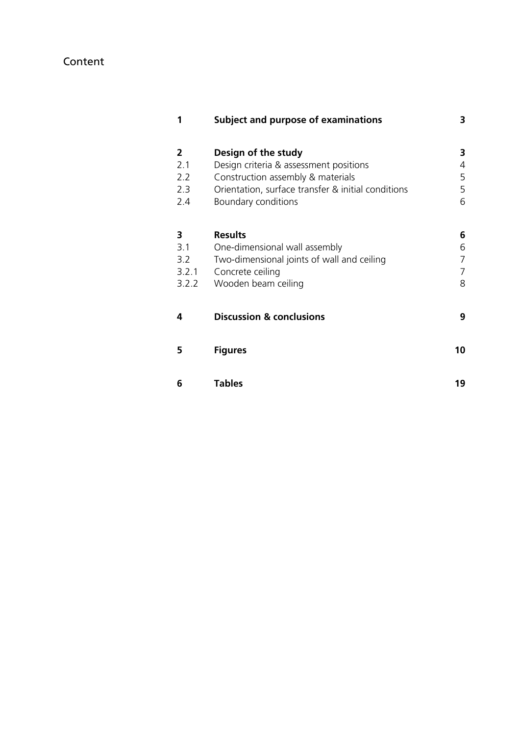# Content

| | | |
|---|---|---|
| **1** | **Subject and purpose of examinations** | **3** |
| **2** | **Design of the study** | **3** |
| 2.1 | Design criteria & assessment positions | 4 |
| 2.2 | Construction assembly & materials | 5 |
| 2.3 | Orientation, surface transfer & initial conditions | 5 |
| 2.4 | Boundary conditions | 6 |
| **3** | **Results** | **6** |
| 3.1 | One-dimensional wall assembly | 6 |
| 3.2 | Two-dimensional joints of wall and ceiling | 7 |
| 3.2.1 | Concrete ceiling | 7 |
| 3.2.2 | Wooden beam ceiling | 8 |
| **4** | **Discussion & conclusions** | **9** |
| **5** | **Figures** | **10** |
| **6** | **Tables** | **19** |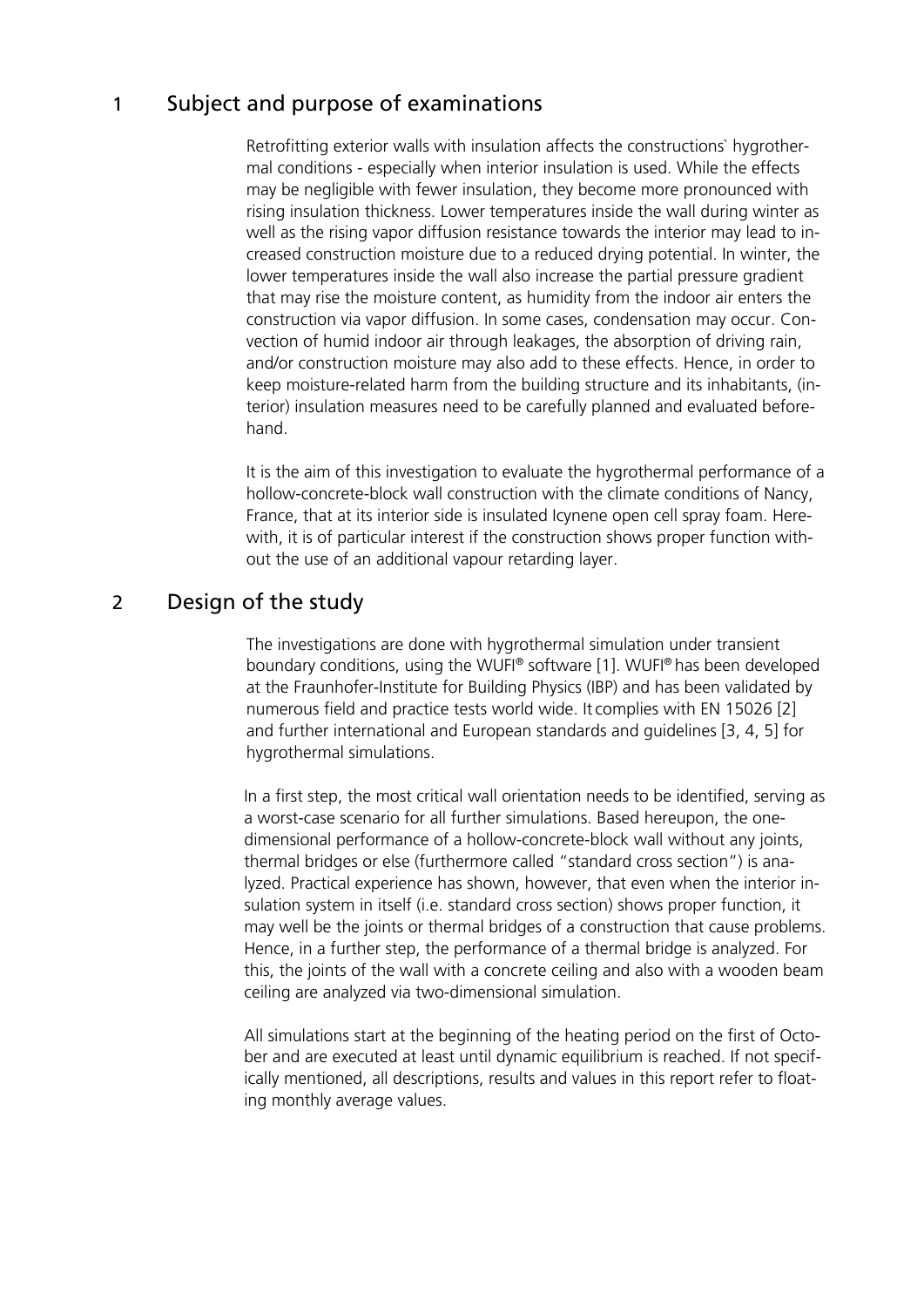# 1 Subject and purpose of examinations

Retrofitting exterior walls with insulation affects the constructions` hygrothermal conditions - especially when interior insulation is used. While the effects may be negligible with fewer insulation, they become more pronounced with rising insulation thickness. Lower temperatures inside the wall during winter as well as the rising vapor diffusion resistance towards the interior may lead to increased construction moisture due to a reduced drying potential. In winter, the lower temperatures inside the wall also increase the partial pressure gradient that may rise the moisture content, as humidity from the indoor air enters the construction via vapor diffusion. In some cases, condensation may occur. Convection of humid indoor air through leakages, the absorption of driving rain, and/or construction moisture may also add to these effects. Hence, in order to keep moisture-related harm from the building structure and its inhabitants, (interior) insulation measures need to be carefully planned and evaluated beforehand.

It is the aim of this investigation to evaluate the hygrothermal performance of a hollow-concrete-block wall construction with the climate conditions of Nancy, France, that at its interior side is insulated Icynene open cell spray foam. Herewith, it is of particular interest if the construction shows proper function without the use of an additional vapour retarding layer.

# 2 Design of the study

The investigations are done with hygrothermal simulation under transient boundary conditions, using the WUFI® software [1]. WUFI® has been developed at the Fraunhofer-Institute for Building Physics (IBP) and has been validated by numerous field and practice tests world wide. It complies with EN 15026 [2] and further international and European standards and guidelines [3, 4, 5] for hygrothermal simulations.

In a first step, the most critical wall orientation needs to be identified, serving as a worst-case scenario for all further simulations. Based hereupon, the one-dimensional performance of a hollow-concrete-block wall without any joints, thermal bridges or else (furthermore called "standard cross section") is analyzed. Practical experience has shown, however, that even when the interior insulation system in itself (i.e. standard cross section) shows proper function, it may well be the joints or thermal bridges of a construction that cause problems. Hence, in a further step, the performance of a thermal bridge is analyzed. For this, the joints of the wall with a concrete ceiling and also with a wooden beam ceiling are analyzed via two-dimensional simulation.

All simulations start at the beginning of the heating period on the first of October and are executed at least until dynamic equilibrium is reached. If not specifically mentioned, all descriptions, results and values in this report refer to floating monthly average values.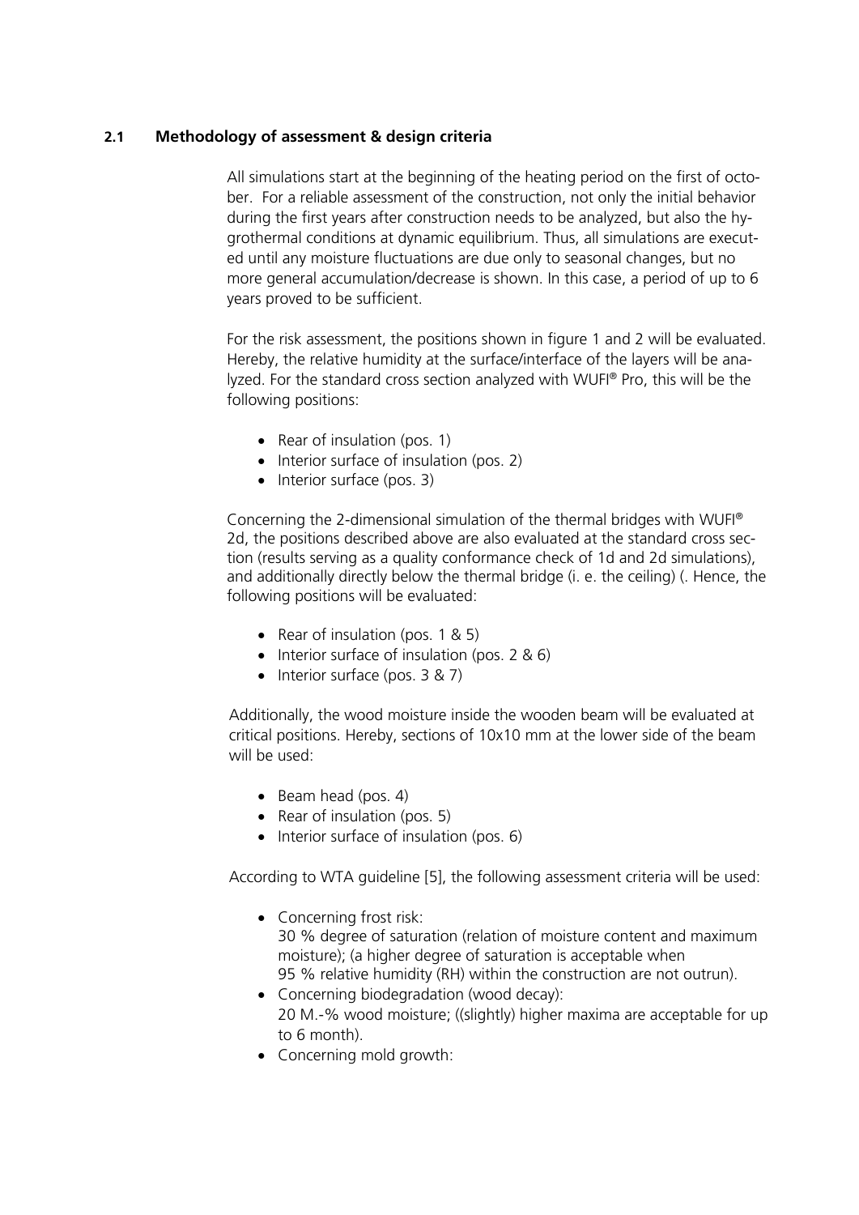### 2.1 Methodology of assessment & design criteria

All simulations start at the beginning of the heating period on the first of october. For a reliable assessment of the construction, not only the initial behavior during the first years after construction needs to be analyzed, but also the hygrothermal conditions at dynamic equilibrium. Thus, all simulations are executed until any moisture fluctuations are due only to seasonal changes, but no more general accumulation/decrease is shown. In this case, a period of up to 6 years proved to be sufficient.

For the risk assessment, the positions shown in figure 1 and 2 will be evaluated. Hereby, the relative humidity at the surface/interface of the layers will be analyzed. For the standard cross section analyzed with WUFI® Pro, this will be the following positions:

- Rear of insulation (pos. 1)
- Interior surface of insulation (pos. 2)
- Interior surface (pos. 3)

Concerning the 2-dimensional simulation of the thermal bridges with WUFI® 2d, the positions described above are also evaluated at the standard cross section (results serving as a quality conformance check of 1d and 2d simulations), and additionally directly below the thermal bridge (i. e. the ceiling) (. Hence, the following positions will be evaluated:

- Rear of insulation (pos. 1 & 5)
- Interior surface of insulation (pos. 2 & 6)
- Interior surface (pos. 3 & 7)

Additionally, the wood moisture inside the wooden beam will be evaluated at critical positions. Hereby, sections of 10x10 mm at the lower side of the beam will be used:

- Beam head (pos. 4)
- Rear of insulation (pos. 5)
- Interior surface of insulation (pos. 6)

According to WTA guideline [5], the following assessment criteria will be used:

- Concerning frost risk:
  30 % degree of saturation (relation of moisture content and maximum moisture); (a higher degree of saturation is acceptable when 95 % relative humidity (RH) within the construction are not outrun).
- Concerning biodegradation (wood decay):
  20 M.-% wood moisture; ((slightly) higher maxima are acceptable for up to 6 month).
- Concerning mold growth: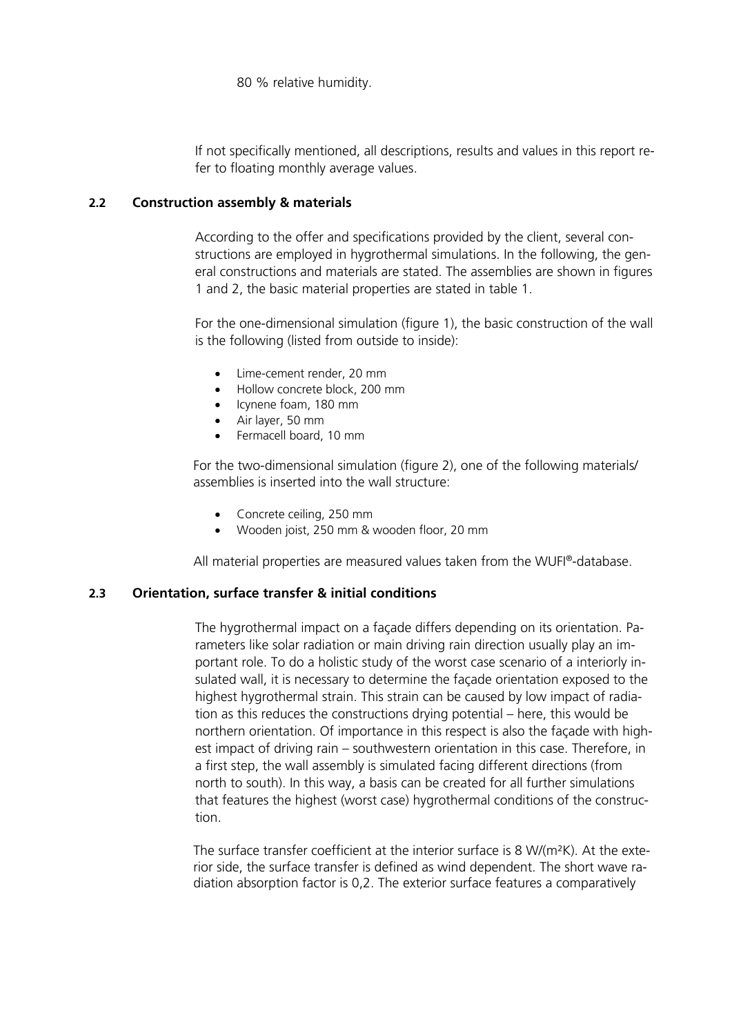80 % relative humidity.

If not specifically mentioned, all descriptions, results and values in this report refer to floating monthly average values.

## 2.2 Construction assembly & materials

According to the offer and specifications provided by the client, several constructions are employed in hygrothermal simulations. In the following, the general constructions and materials are stated. The assemblies are shown in figures 1 and 2, the basic material properties are stated in table 1.

For the one-dimensional simulation (figure 1), the basic construction of the wall is the following (listed from outside to inside):

- Lime-cement render, 20 mm
- Hollow concrete block, 200 mm
- Icynene foam, 180 mm
- Air layer, 50 mm
- Fermacell board, 10 mm

For the two-dimensional simulation (figure 2), one of the following materials/ assemblies is inserted into the wall structure:

- Concrete ceiling, 250 mm
- Wooden joist, 250 mm & wooden floor, 20 mm

All material properties are measured values taken from the WUFI®-database.

## 2.3 Orientation, surface transfer & initial conditions

The hygrothermal impact on a façade differs depending on its orientation. Parameters like solar radiation or main driving rain direction usually play an important role. To do a holistic study of the worst case scenario of a interiorly insulated wall, it is necessary to determine the façade orientation exposed to the highest hygrothermal strain. This strain can be caused by low impact of radiation as this reduces the constructions drying potential – here, this would be northern orientation. Of importance in this respect is also the façade with highest impact of driving rain – southwestern orientation in this case. Therefore, in a first step, the wall assembly is simulated facing different directions (from north to south). In this way, a basis can be created for all further simulations that features the highest (worst case) hygrothermal conditions of the construction.

The surface transfer coefficient at the interior surface is 8 W/(m²K). At the exterior side, the surface transfer is defined as wind dependent. The short wave radiation absorption factor is 0,2. The exterior surface features a comparatively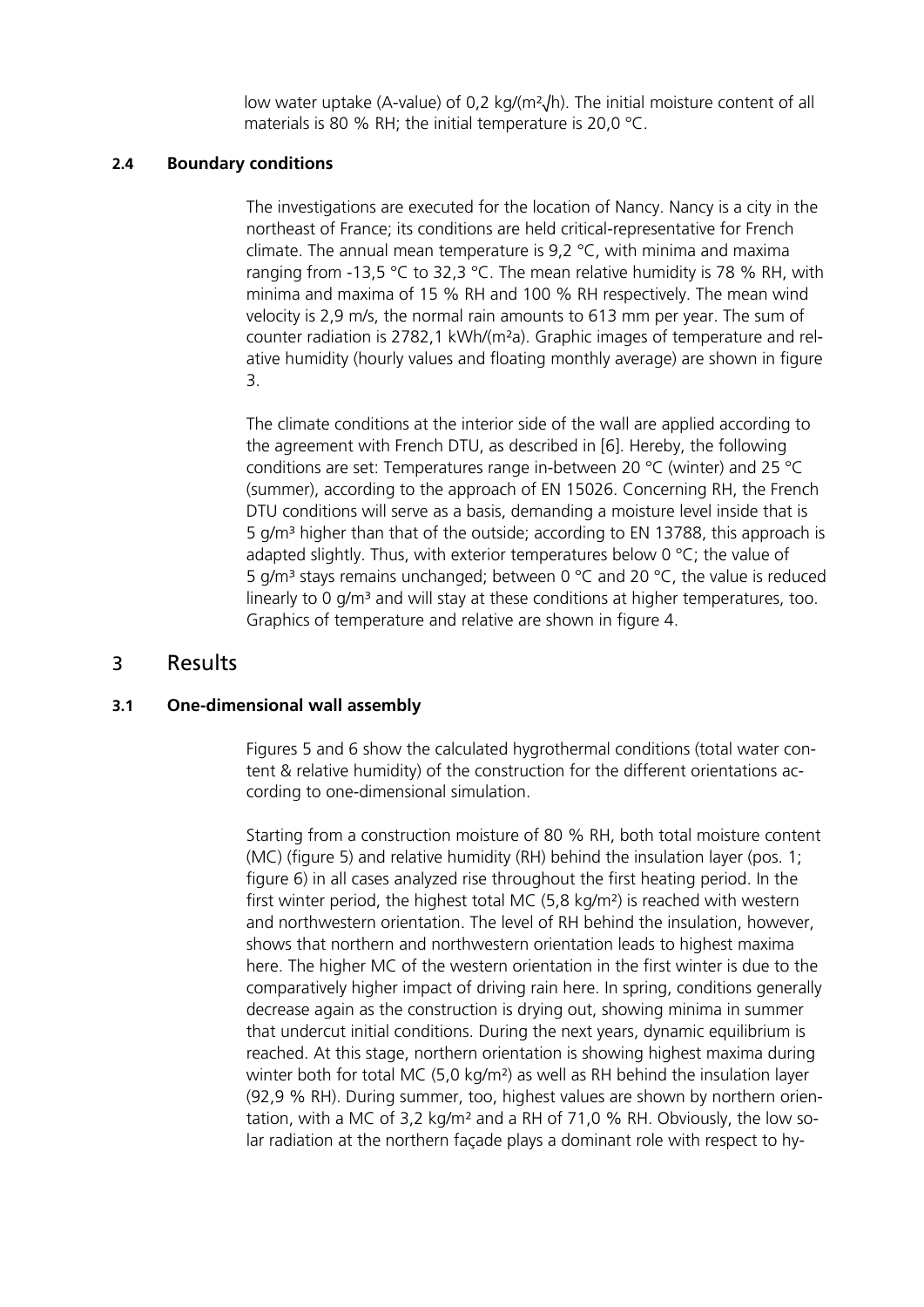low water uptake (A-value) of 0,2 kg/(m²√h). The initial moisture content of all materials is 80 % RH; the initial temperature is 20,0 °C.

### 2.4 Boundary conditions

The investigations are executed for the location of Nancy. Nancy is a city in the northeast of France; its conditions are held critical-representative for French climate. The annual mean temperature is 9,2 °C, with minima and maxima ranging from -13,5 °C to 32,3 °C. The mean relative humidity is 78 % RH, with minima and maxima of 15 % RH and 100 % RH respectively. The mean wind velocity is 2,9 m/s, the normal rain amounts to 613 mm per year. The sum of counter radiation is 2782,1 kWh/(m²a). Graphic images of temperature and relative humidity (hourly values and floating monthly average) are shown in figure 3.

The climate conditions at the interior side of the wall are applied according to the agreement with French DTU, as described in [6]. Hereby, the following conditions are set: Temperatures range in-between 20 °C (winter) and 25 °C (summer), according to the approach of EN 15026. Concerning RH, the French DTU conditions will serve as a basis, demanding a moisture level inside that is 5 g/m³ higher than that of the outside; according to EN 13788, this approach is adapted slightly. Thus, with exterior temperatures below 0 °C; the value of 5 g/m³ stays remains unchanged; between 0 °C and 20 °C, the value is reduced linearly to 0 g/m³ and will stay at these conditions at higher temperatures, too. Graphics of temperature and relative are shown in figure 4.

## 3 Results

### 3.1 One-dimensional wall assembly

Figures 5 and 6 show the calculated hygrothermal conditions (total water content & relative humidity) of the construction for the different orientations according to one-dimensional simulation.

Starting from a construction moisture of 80 % RH, both total moisture content (MC) (figure 5) and relative humidity (RH) behind the insulation layer (pos. 1; figure 6) in all cases analyzed rise throughout the first heating period. In the first winter period, the highest total MC (5,8 kg/m²) is reached with western and northwestern orientation. The level of RH behind the insulation, however, shows that northern and northwestern orientation leads to highest maxima here. The higher MC of the western orientation in the first winter is due to the comparatively higher impact of driving rain here. In spring, conditions generally decrease again as the construction is drying out, showing minima in summer that undercut initial conditions. During the next years, dynamic equilibrium is reached. At this stage, northern orientation is showing highest maxima during winter both for total MC (5,0 kg/m²) as well as RH behind the insulation layer (92,9 % RH). During summer, too, highest values are shown by northern orientation, with a MC of 3,2 kg/m² and a RH of 71,0 % RH. Obviously, the low solar radiation at the northern façade plays a dominant role with respect to hy-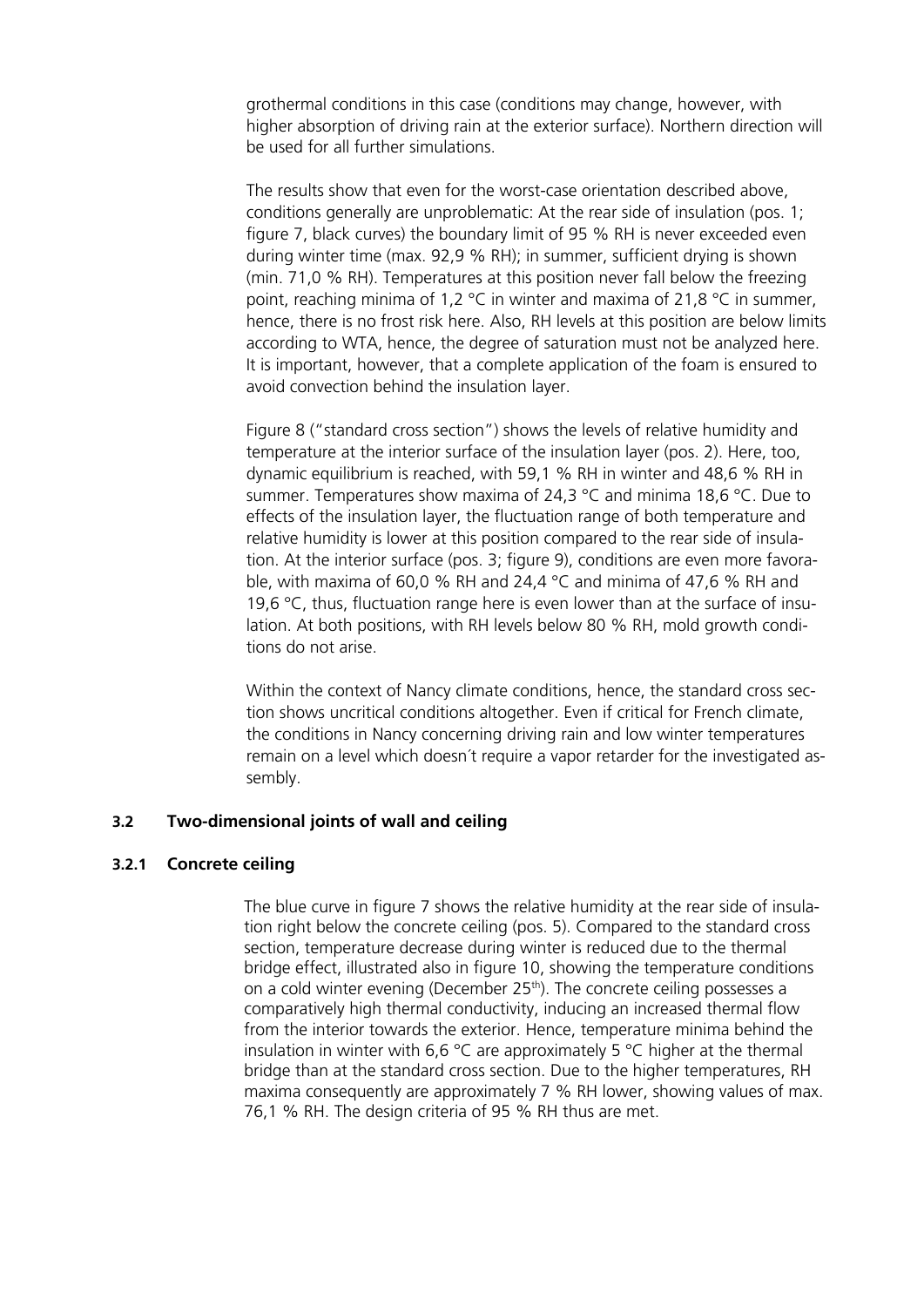grothermal conditions in this case (conditions may change, however, with higher absorption of driving rain at the exterior surface). Northern direction will be used for all further simulations.

The results show that even for the worst-case orientation described above, conditions generally are unproblematic: At the rear side of insulation (pos. 1; figure 7, black curves) the boundary limit of 95 % RH is never exceeded even during winter time (max. 92,9 % RH); in summer, sufficient drying is shown (min. 71,0 % RH). Temperatures at this position never fall below the freezing point, reaching minima of 1,2 °C in winter and maxima of 21,8 °C in summer, hence, there is no frost risk here. Also, RH levels at this position are below limits according to WTA, hence, the degree of saturation must not be analyzed here. It is important, however, that a complete application of the foam is ensured to avoid convection behind the insulation layer.

Figure 8 ("standard cross section") shows the levels of relative humidity and temperature at the interior surface of the insulation layer (pos. 2). Here, too, dynamic equilibrium is reached, with 59,1 % RH in winter and 48,6 % RH in summer. Temperatures show maxima of 24,3 °C and minima 18,6 °C. Due to effects of the insulation layer, the fluctuation range of both temperature and relative humidity is lower at this position compared to the rear side of insulation. At the interior surface (pos. 3; figure 9), conditions are even more favorable, with maxima of 60,0 % RH and 24,4 °C and minima of 47,6 % RH and 19,6 °C, thus, fluctuation range here is even lower than at the surface of insulation. At both positions, with RH levels below 80 % RH, mold growth conditions do not arise.

Within the context of Nancy climate conditions, hence, the standard cross section shows uncritical conditions altogether. Even if critical for French climate, the conditions in Nancy concerning driving rain and low winter temperatures remain on a level which doesn´t require a vapor retarder for the investigated assembly.

## 3.2 Two-dimensional joints of wall and ceiling

### 3.2.1 Concrete ceiling

The blue curve in figure 7 shows the relative humidity at the rear side of insulation right below the concrete ceiling (pos. 5). Compared to the standard cross section, temperature decrease during winter is reduced due to the thermal bridge effect, illustrated also in figure 10, showing the temperature conditions on a cold winter evening (December 25th). The concrete ceiling possesses a comparatively high thermal conductivity, inducing an increased thermal flow from the interior towards the exterior. Hence, temperature minima behind the insulation in winter with 6,6 °C are approximately 5 °C higher at the thermal bridge than at the standard cross section. Due to the higher temperatures, RH maxima consequently are approximately 7 % RH lower, showing values of max. 76,1 % RH. The design criteria of 95 % RH thus are met.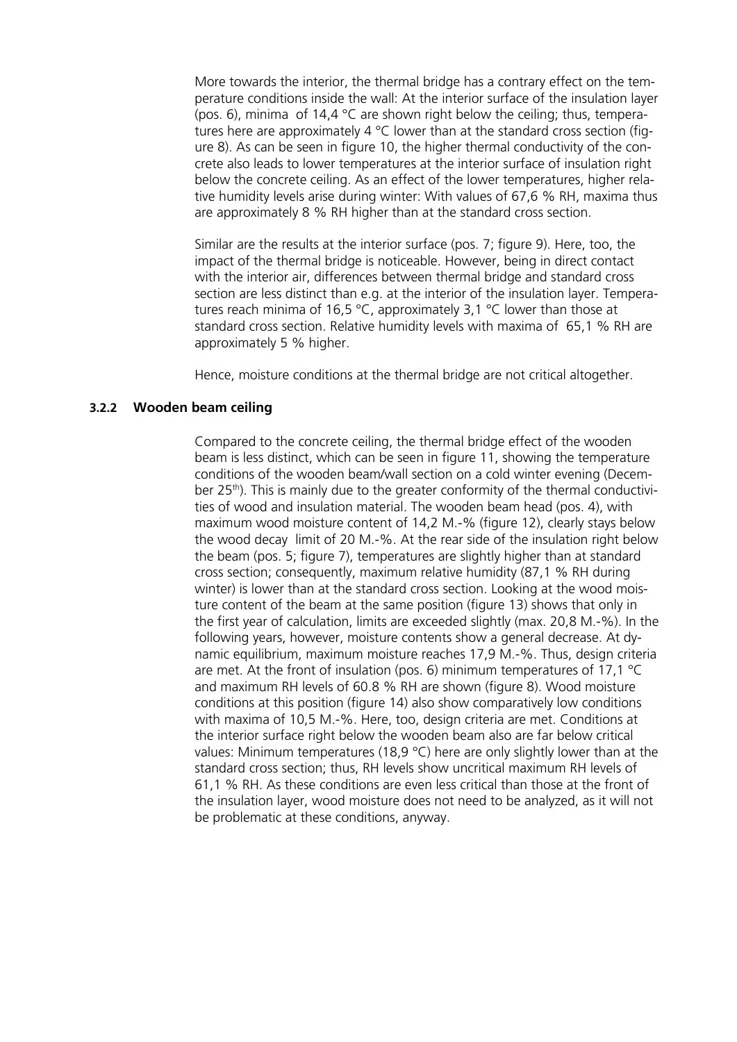More towards the interior, the thermal bridge has a contrary effect on the temperature conditions inside the wall: At the interior surface of the insulation layer (pos. 6), minima of 14,4 °C are shown right below the ceiling; thus, temperatures here are approximately 4 °C lower than at the standard cross section (figure 8). As can be seen in figure 10, the higher thermal conductivity of the concrete also leads to lower temperatures at the interior surface of insulation right below the concrete ceiling. As an effect of the lower temperatures, higher relative humidity levels arise during winter: With values of 67,6 % RH, maxima thus are approximately 8 % RH higher than at the standard cross section.

Similar are the results at the interior surface (pos. 7; figure 9). Here, too, the impact of the thermal bridge is noticeable. However, being in direct contact with the interior air, differences between thermal bridge and standard cross section are less distinct than e.g. at the interior of the insulation layer. Temperatures reach minima of 16,5 °C, approximately 3,1 °C lower than those at standard cross section. Relative humidity levels with maxima of 65,1 % RH are approximately 5 % higher.

Hence, moisture conditions at the thermal bridge are not critical altogether.

### 3.2.2 Wooden beam ceiling

Compared to the concrete ceiling, the thermal bridge effect of the wooden beam is less distinct, which can be seen in figure 11, showing the temperature conditions of the wooden beam/wall section on a cold winter evening (December 25th). This is mainly due to the greater conformity of the thermal conductivities of wood and insulation material. The wooden beam head (pos. 4), with maximum wood moisture content of 14,2 M.-% (figure 12), clearly stays below the wood decay limit of 20 M.-%. At the rear side of the insulation right below the beam (pos. 5; figure 7), temperatures are slightly higher than at standard cross section; consequently, maximum relative humidity (87,1 % RH during winter) is lower than at the standard cross section. Looking at the wood moisture content of the beam at the same position (figure 13) shows that only in the first year of calculation, limits are exceeded slightly (max. 20,8 M.-%). In the following years, however, moisture contents show a general decrease. At dynamic equilibrium, maximum moisture reaches 17,9 M.-%. Thus, design criteria are met. At the front of insulation (pos. 6) minimum temperatures of 17,1 °C and maximum RH levels of 60.8 % RH are shown (figure 8). Wood moisture conditions at this position (figure 14) also show comparatively low conditions with maxima of 10,5 M.-%. Here, too, design criteria are met. Conditions at the interior surface right below the wooden beam also are far below critical values: Minimum temperatures (18,9 °C) here are only slightly lower than at the standard cross section; thus, RH levels show uncritical maximum RH levels of 61,1 % RH. As these conditions are even less critical than those at the front of the insulation layer, wood moisture does not need to be analyzed, as it will not be problematic at these conditions, anyway.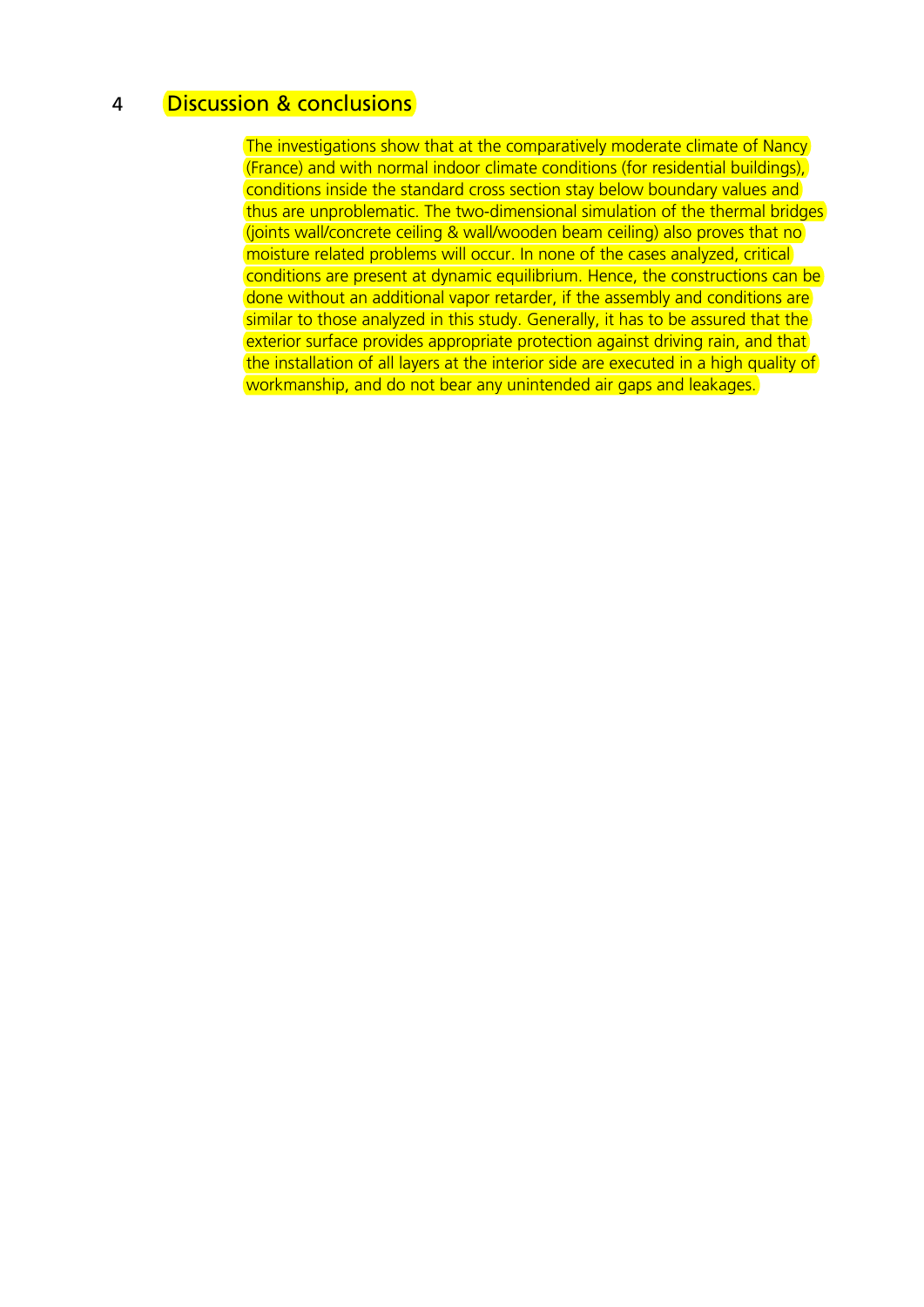# 4 Discussion & conclusions

The investigations show that at the comparatively moderate climate of Nancy (France) and with normal indoor climate conditions (for residential buildings), conditions inside the standard cross section stay below boundary values and thus are unproblematic. The two-dimensional simulation of the thermal bridges (joints wall/concrete ceiling & wall/wooden beam ceiling) also proves that no moisture related problems will occur. In none of the cases analyzed, critical conditions are present at dynamic equilibrium. Hence, the constructions can be done without an additional vapor retarder, if the assembly and conditions are similar to those analyzed in this study. Generally, it has to be assured that the exterior surface provides appropriate protection against driving rain, and that the installation of all layers at the interior side are executed in a high quality of workmanship, and do not bear any unintended air gaps and leakages.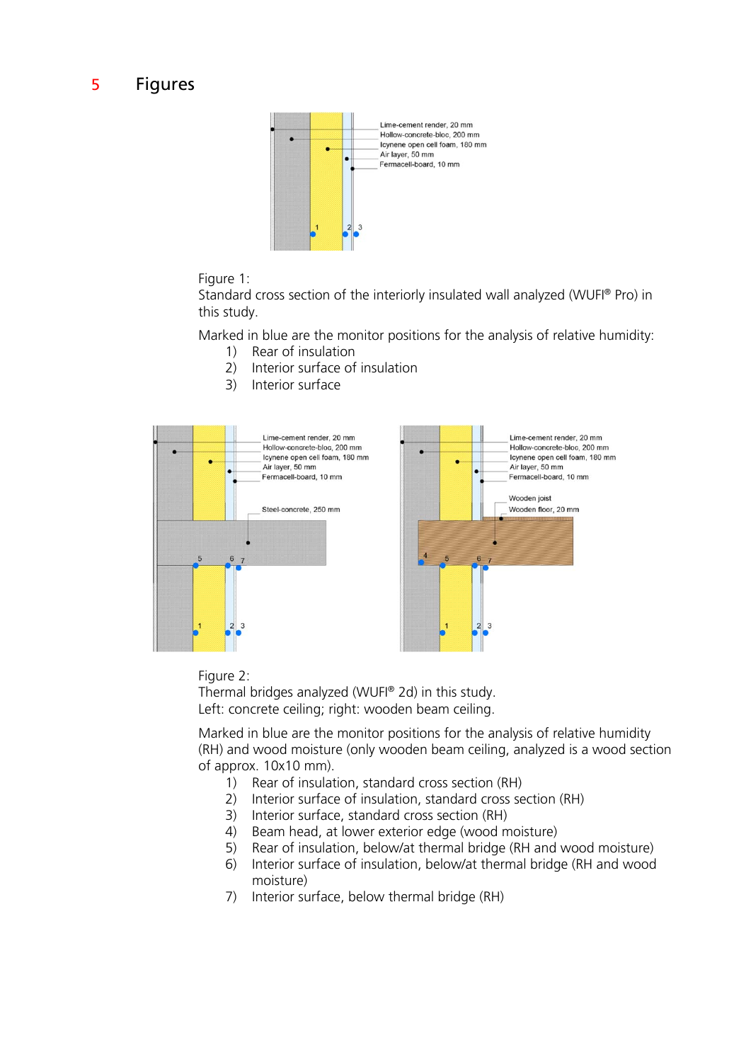# 5 Figures

Figure 1:
Standard cross section of the interiorly insulated wall analyzed (WUFI® Pro) in this study.

Marked in blue are the monitor positions for the analysis of relative humidity:

1) Rear of insulation
2) Interior surface of insulation
3) Interior surface

Figure 2:
Thermal bridges analyzed (WUFI® 2d) in this study.
Left: concrete ceiling; right: wooden beam ceiling.

Marked in blue are the monitor positions for the analysis of relative humidity (RH) and wood moisture (only wooden beam ceiling, analyzed is a wood section of approx. 10x10 mm).

1) Rear of insulation, standard cross section (RH)
2) Interior surface of insulation, standard cross section (RH)
3) Interior surface, standard cross section (RH)
4) Beam head, at lower exterior edge (wood moisture)
5) Rear of insulation, below/at thermal bridge (RH and wood moisture)
6) Interior surface of insulation, below/at thermal bridge (RH and wood moisture)
7) Interior surface, below thermal bridge (RH)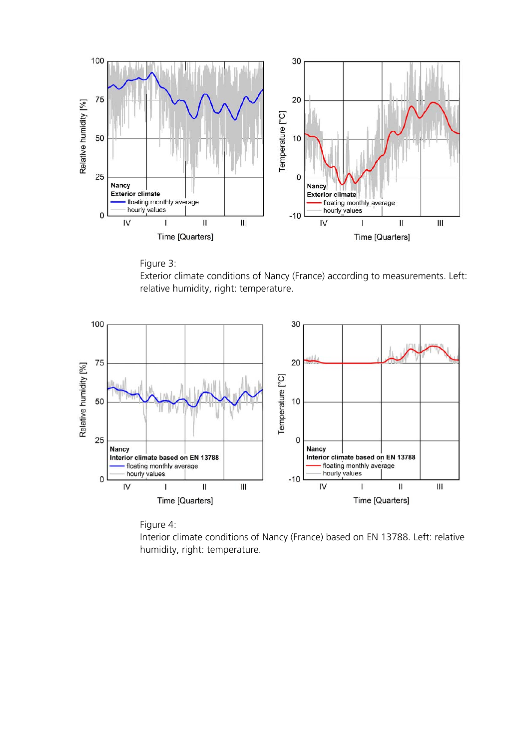Figure 3:
Exterior climate conditions of Nancy (France) according to measurements. Left: relative humidity, right: temperature.

Figure 4:
Interior climate conditions of Nancy (France) based on EN 13788. Left: relative humidity, right: temperature.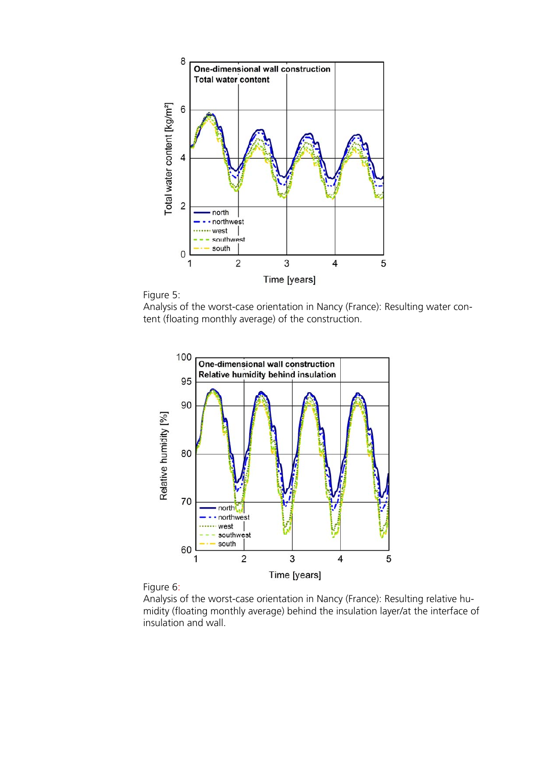Figure 5:
Analysis of the worst-case orientation in Nancy (France): Resulting water content (floating monthly average) of the construction.

Figure 6:
Analysis of the worst-case orientation in Nancy (France): Resulting relative humidity (floating monthly average) behind the insulation layer/at the interface of insulation and wall.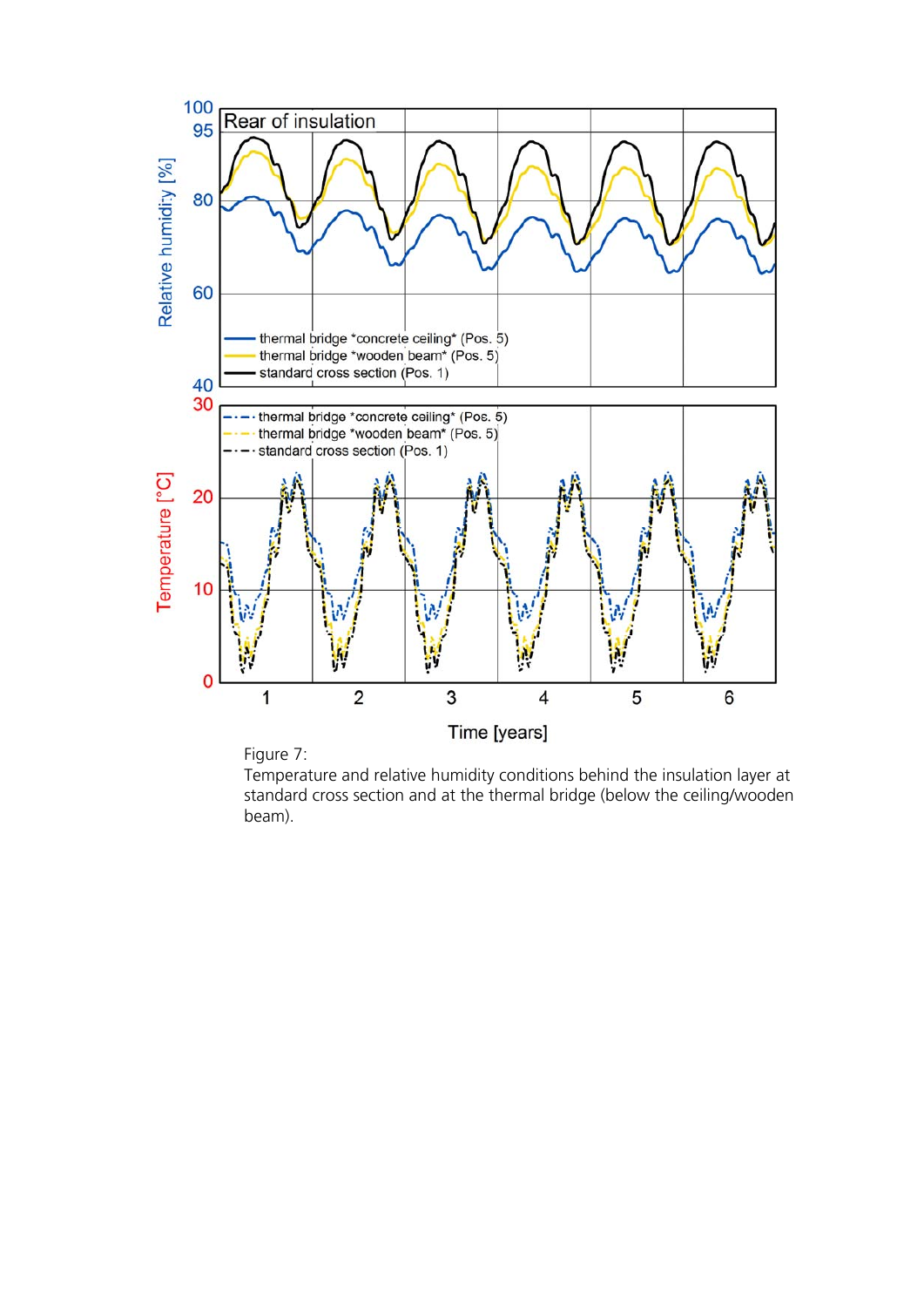Figure 7:
Temperature and relative humidity conditions behind the insulation layer at standard cross section and at the thermal bridge (below the ceiling/wooden beam).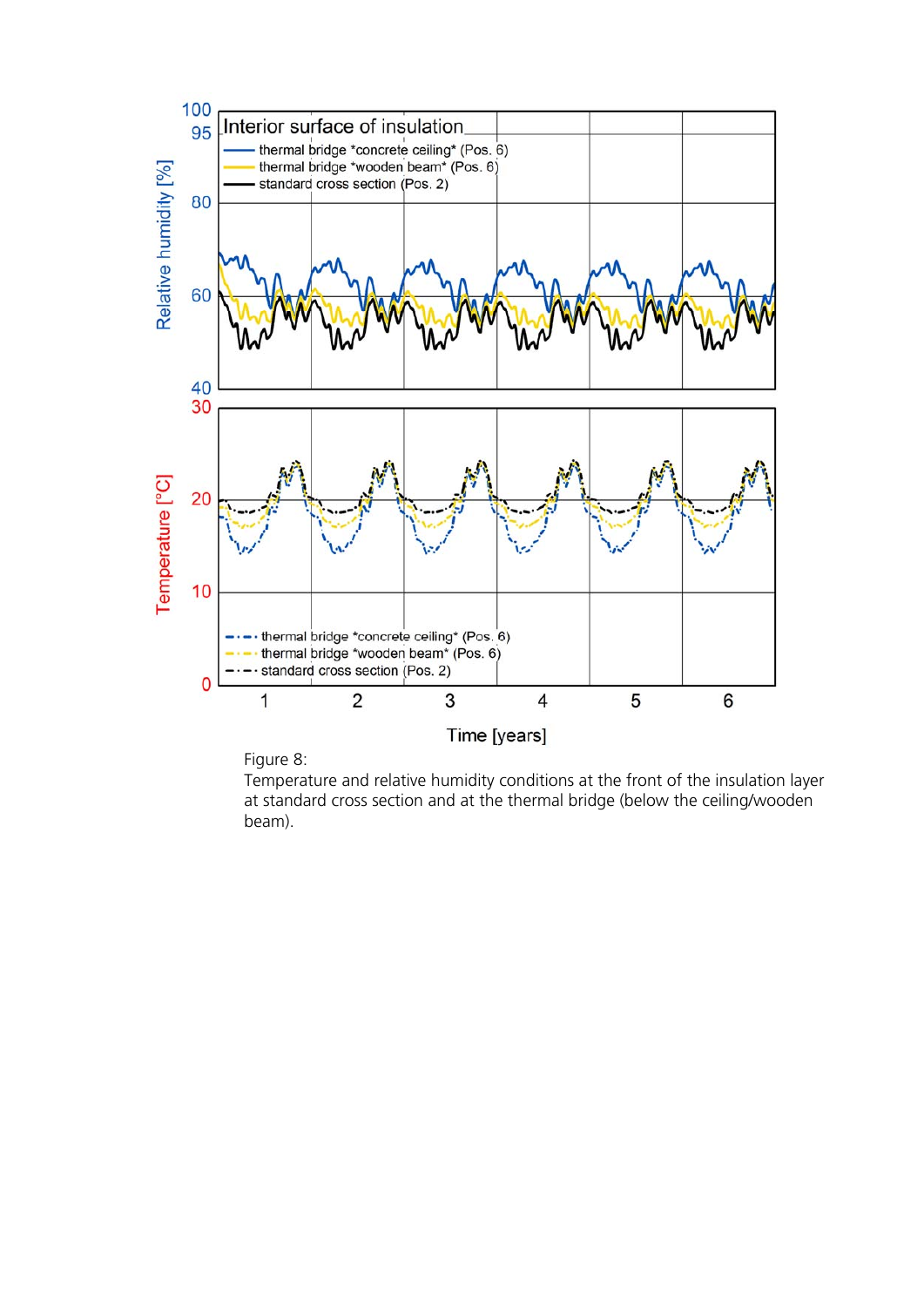Figure 8:
Temperature and relative humidity conditions at the front of the insulation layer at standard cross section and at the thermal bridge (below the ceiling/wooden beam).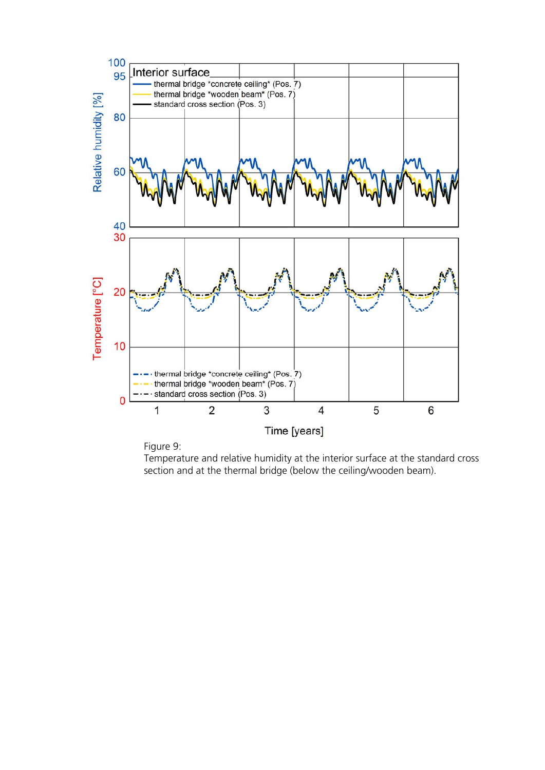Figure 9:
Temperature and relative humidity at the interior surface at the standard cross section and at the thermal bridge (below the ceiling/wooden beam).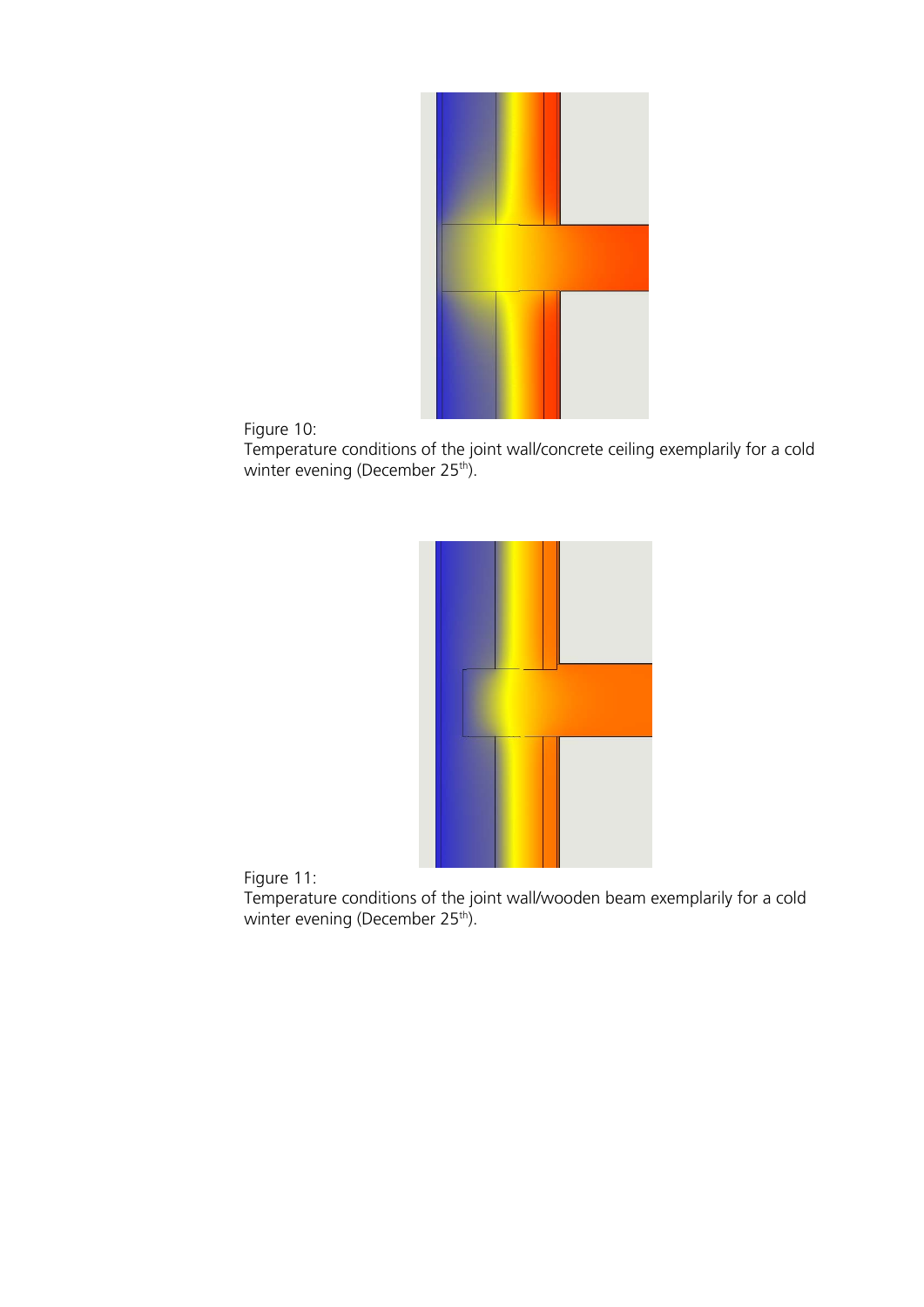Figure 10:
Temperature conditions of the joint wall/concrete ceiling exemplarily for a cold winter evening (December 25th).

Figure 11:
Temperature conditions of the joint wall/wooden beam exemplarily for a cold winter evening (December 25th).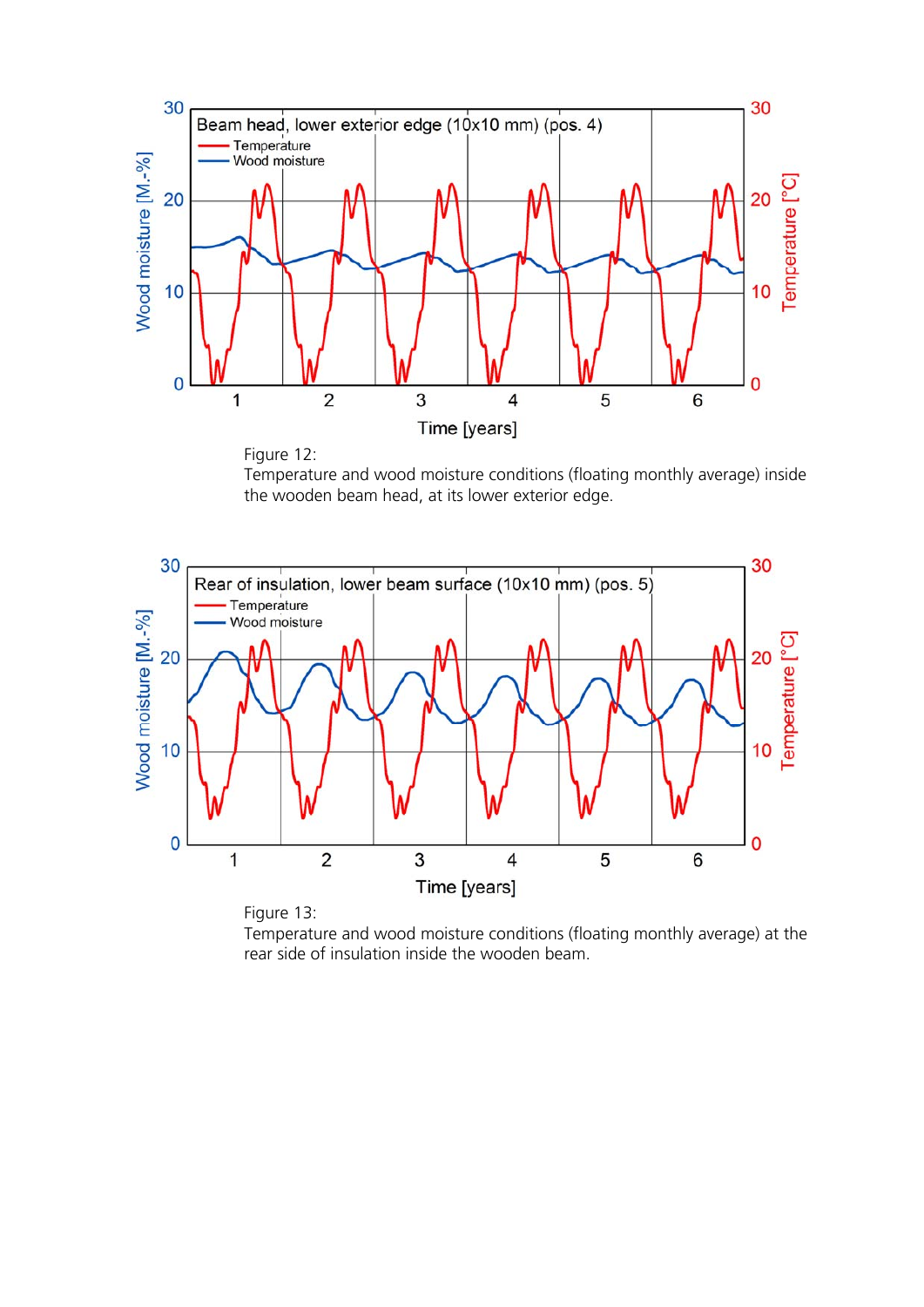Figure 12:
Temperature and wood moisture conditions (floating monthly average) inside the wooden beam head, at its lower exterior edge.

Figure 13:
Temperature and wood moisture conditions (floating monthly average) at the rear side of insulation inside the wooden beam.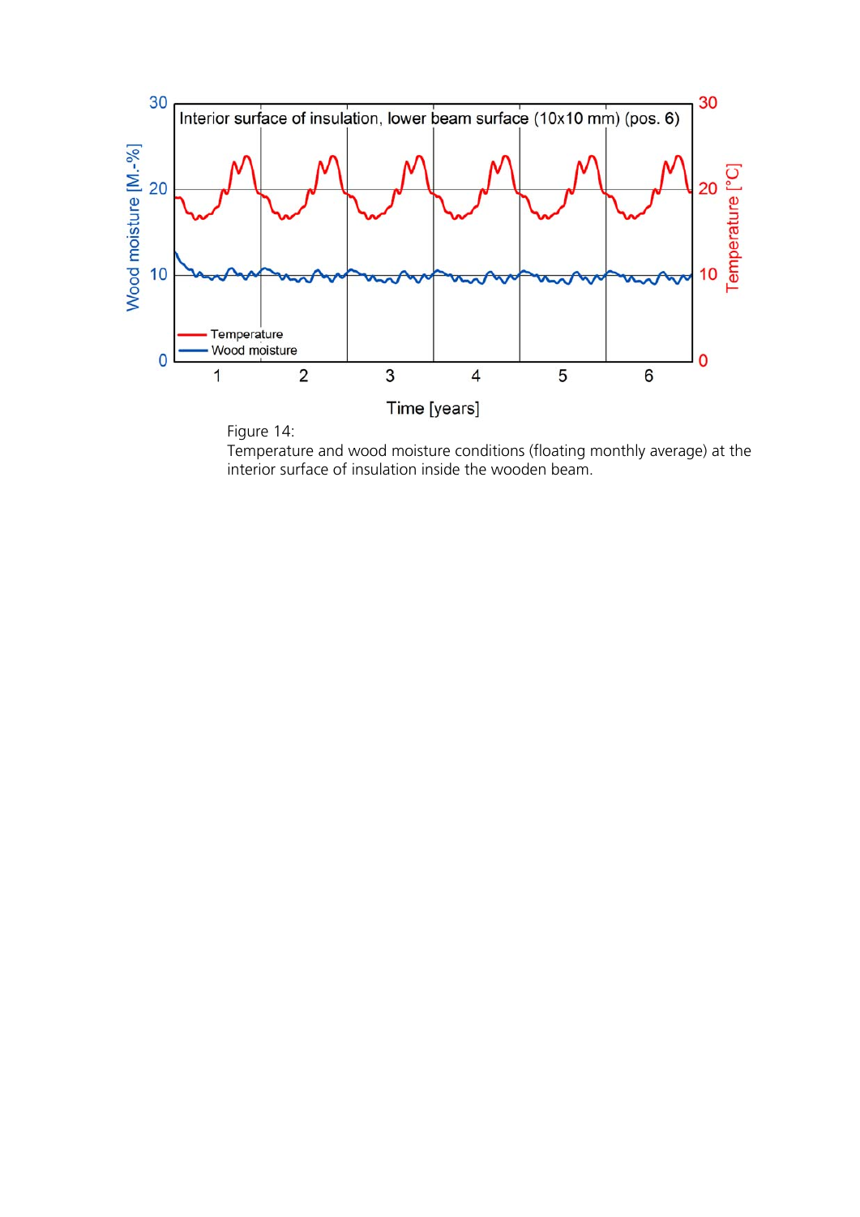Figure 14:
Temperature and wood moisture conditions (floating monthly average) at the interior surface of insulation inside the wooden beam.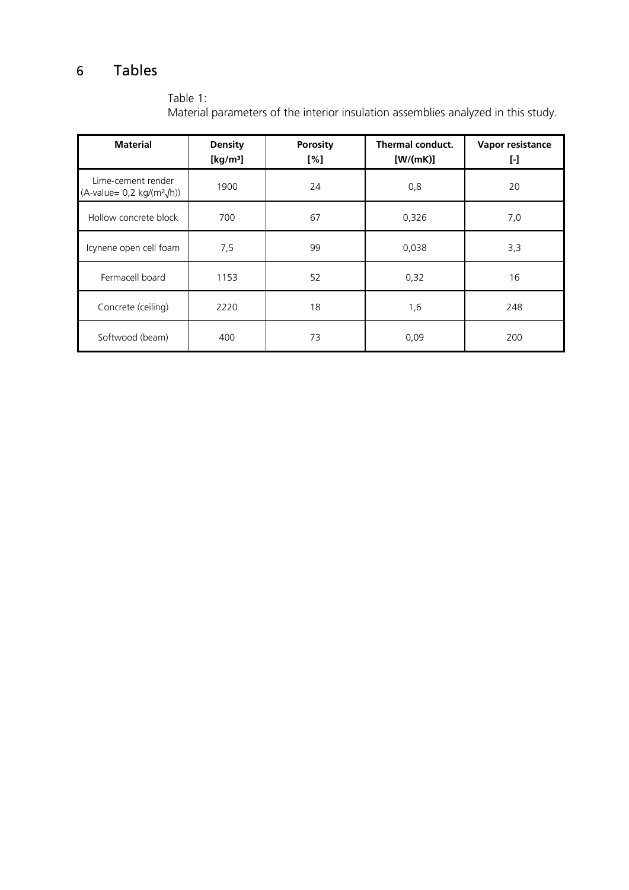# 6 Tables

Table 1:
Material parameters of the interior insulation assemblies analyzed in this study.

| Material | Density [kg/m³] | Porosity [%] | Thermal conduct. [W/(mK)] | Vapor resistance [-] |
|---|---|---|---|---|
| Lime-cement render (A-value= 0,2 kg/(m²√h)) | 1900 | 24 | 0,8 | 20 |
| Hollow concrete block | 700 | 67 | 0,326 | 7,0 |
| Icynene open cell foam | 7,5 | 99 | 0,038 | 3,3 |
| Fermacell board | 1153 | 52 | 0,32 | 16 |
| Concrete (ceiling) | 2220 | 18 | 1,6 | 248 |
| Softwood (beam) | 400 | 73 | 0,09 | 200 |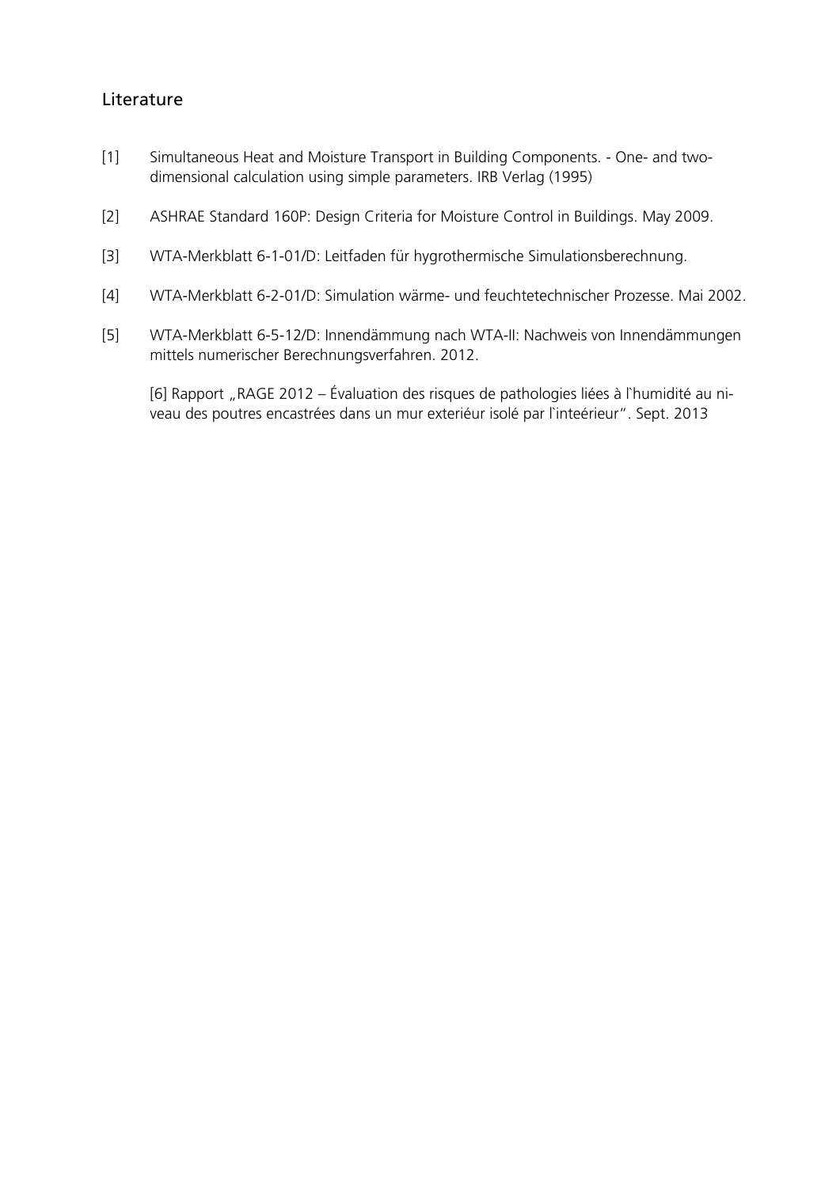## Literature

[1] Simultaneous Heat and Moisture Transport in Building Components. - One- and two-dimensional calculation using simple parameters. IRB Verlag (1995)

[2] ASHRAE Standard 160P: Design Criteria for Moisture Control in Buildings. May 2009.

[3] WTA-Merkblatt 6-1-01/D: Leitfaden für hygrothermische Simulationsberechnung.

[4] WTA-Merkblatt 6-2-01/D: Simulation wärme- und feuchtetechnischer Prozesse. Mai 2002.

[5] WTA-Merkblatt 6-5-12/D: Innendämmung nach WTA-II: Nachweis von Innendämmungen mittels numerischer Berechnungsverfahren. 2012.

[6] Rapport „RAGE 2012 – Évaluation des risques de pathologies liées à l`humidité au niveau des poutres encastrées dans un mur exteriéur isolé par l`inteérieur". Sept. 2013